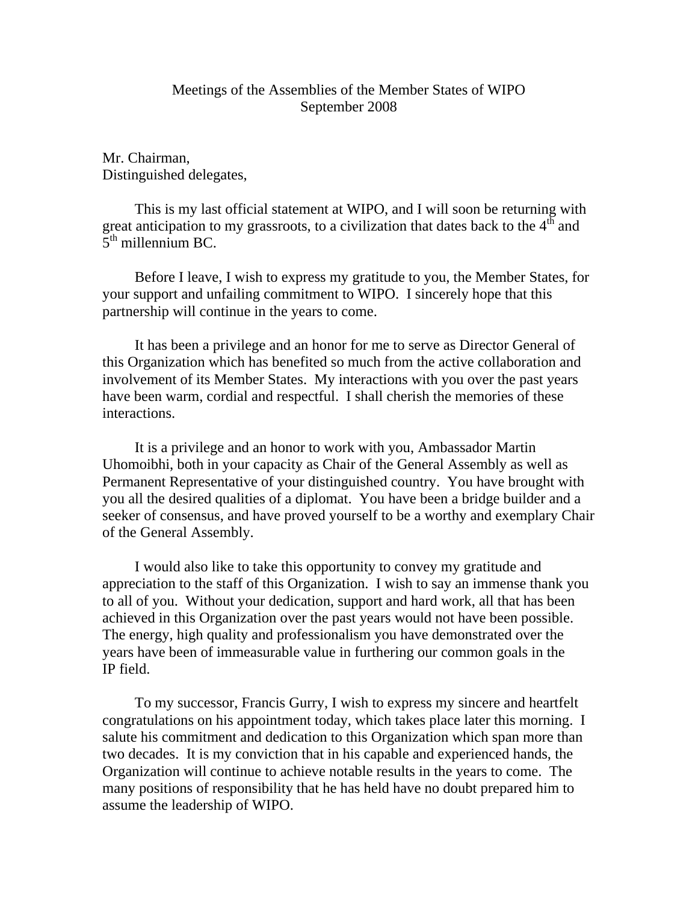Meetings of the Assemblies of the Member States of WIPO
September 2008

Mr. Chairman,
Distinguished delegates,

This is my last official statement at WIPO, and I will soon be returning with great anticipation to my grassroots, to a civilization that dates back to the 4th and 5th millennium BC.

Before I leave, I wish to express my gratitude to you, the Member States, for your support and unfailing commitment to WIPO. I sincerely hope that this partnership will continue in the years to come.

It has been a privilege and an honor for me to serve as Director General of this Organization which has benefited so much from the active collaboration and involvement of its Member States. My interactions with you over the past years have been warm, cordial and respectful. I shall cherish the memories of these interactions.

It is a privilege and an honor to work with you, Ambassador Martin Uhomoibhi, both in your capacity as Chair of the General Assembly as well as Permanent Representative of your distinguished country. You have brought with you all the desired qualities of a diplomat. You have been a bridge builder and a seeker of consensus, and have proved yourself to be a worthy and exemplary Chair of the General Assembly.

I would also like to take this opportunity to convey my gratitude and appreciation to the staff of this Organization. I wish to say an immense thank you to all of you. Without your dedication, support and hard work, all that has been achieved in this Organization over the past years would not have been possible. The energy, high quality and professionalism you have demonstrated over the years have been of immeasurable value in furthering our common goals in the IP field.

To my successor, Francis Gurry, I wish to express my sincere and heartfelt congratulations on his appointment today, which takes place later this morning. I salute his commitment and dedication to this Organization which span more than two decades. It is my conviction that in his capable and experienced hands, the Organization will continue to achieve notable results in the years to come. The many positions of responsibility that he has held have no doubt prepared him to assume the leadership of WIPO.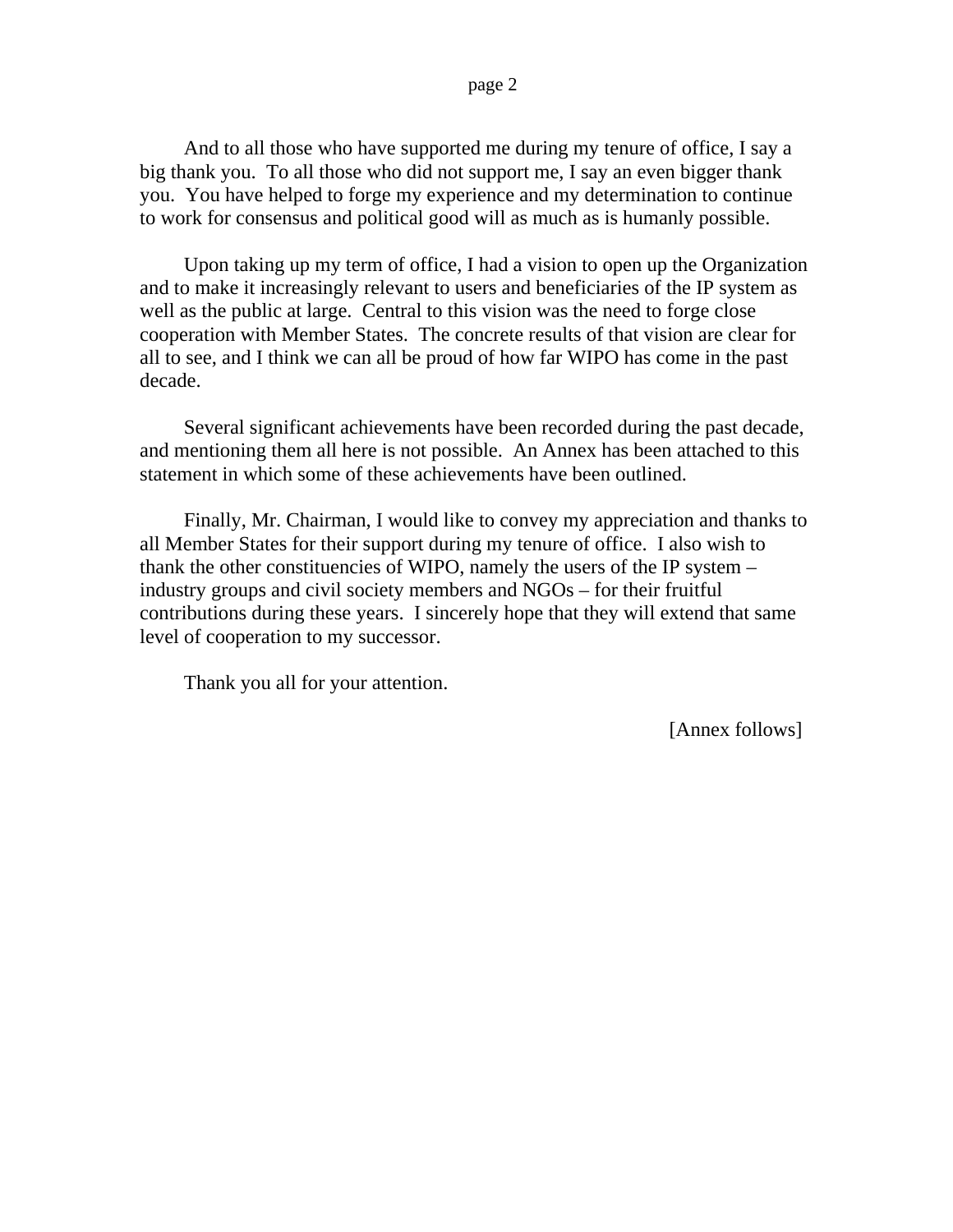And to all those who have supported me during my tenure of office, I say a big thank you.  To all those who did not support me, I say an even bigger thank you.  You have helped to forge my experience and my determination to continue to work for consensus and political good will as much as is humanly possible.

Upon taking up my term of office, I had a vision to open up the Organization and to make it increasingly relevant to users and beneficiaries of the IP system as well as the public at large.  Central to this vision was the need to forge close cooperation with Member States.  The concrete results of that vision are clear for all to see, and I think we can all be proud of how far WIPO has come in the past decade.

Several significant achievements have been recorded during the past decade, and mentioning them all here is not possible.  An Annex has been attached to this statement in which some of these achievements have been outlined.

Finally, Mr. Chairman, I would like to convey my appreciation and thanks to all Member States for their support during my tenure of office.  I also wish to thank the other constituencies of WIPO, namely the users of the IP system – industry groups and civil society members and NGOs – for their fruitful contributions during these years.  I sincerely hope that they will extend that same level of cooperation to my successor.

Thank you all for your attention.

[Annex follows]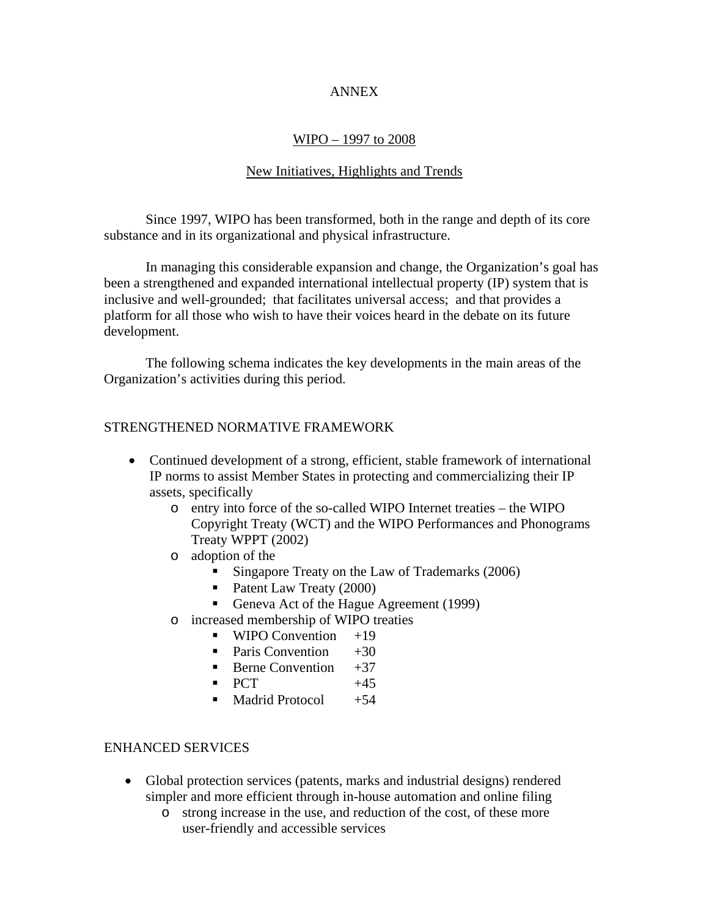ANNEX

WIPO – 1997 to 2008

New Initiatives, Highlights and Trends

Since 1997, WIPO has been transformed, both in the range and depth of its core substance and in its organizational and physical infrastructure.

In managing this considerable expansion and change, the Organization's goal has been a strengthened and expanded international intellectual property (IP) system that is inclusive and well-grounded; that facilitates universal access; and that provides a platform for all those who wish to have their voices heard in the debate on its future development.

The following schema indicates the key developments in the main areas of the Organization's activities during this period.

## STRENGTHENED NORMATIVE FRAMEWORK

- Continued development of a strong, efficient, stable framework of international IP norms to assist Member States in protecting and commercializing their IP assets, specifically
  - entry into force of the so-called WIPO Internet treaties – the WIPO Copyright Treaty (WCT) and the WIPO Performances and Phonograms Treaty WPPT (2002)
  - adoption of the
    - Singapore Treaty on the Law of Trademarks (2006)
    - Patent Law Treaty (2000)
    - Geneva Act of the Hague Agreement (1999)
  - increased membership of WIPO treaties
    - WIPO Convention +19
    - Paris Convention +30
    - Berne Convention +37
    - PCT +45
    - Madrid Protocol +54

## ENHANCED SERVICES

- Global protection services (patents, marks and industrial designs) rendered simpler and more efficient through in-house automation and online filing
  - strong increase in the use, and reduction of the cost, of these more user-friendly and accessible services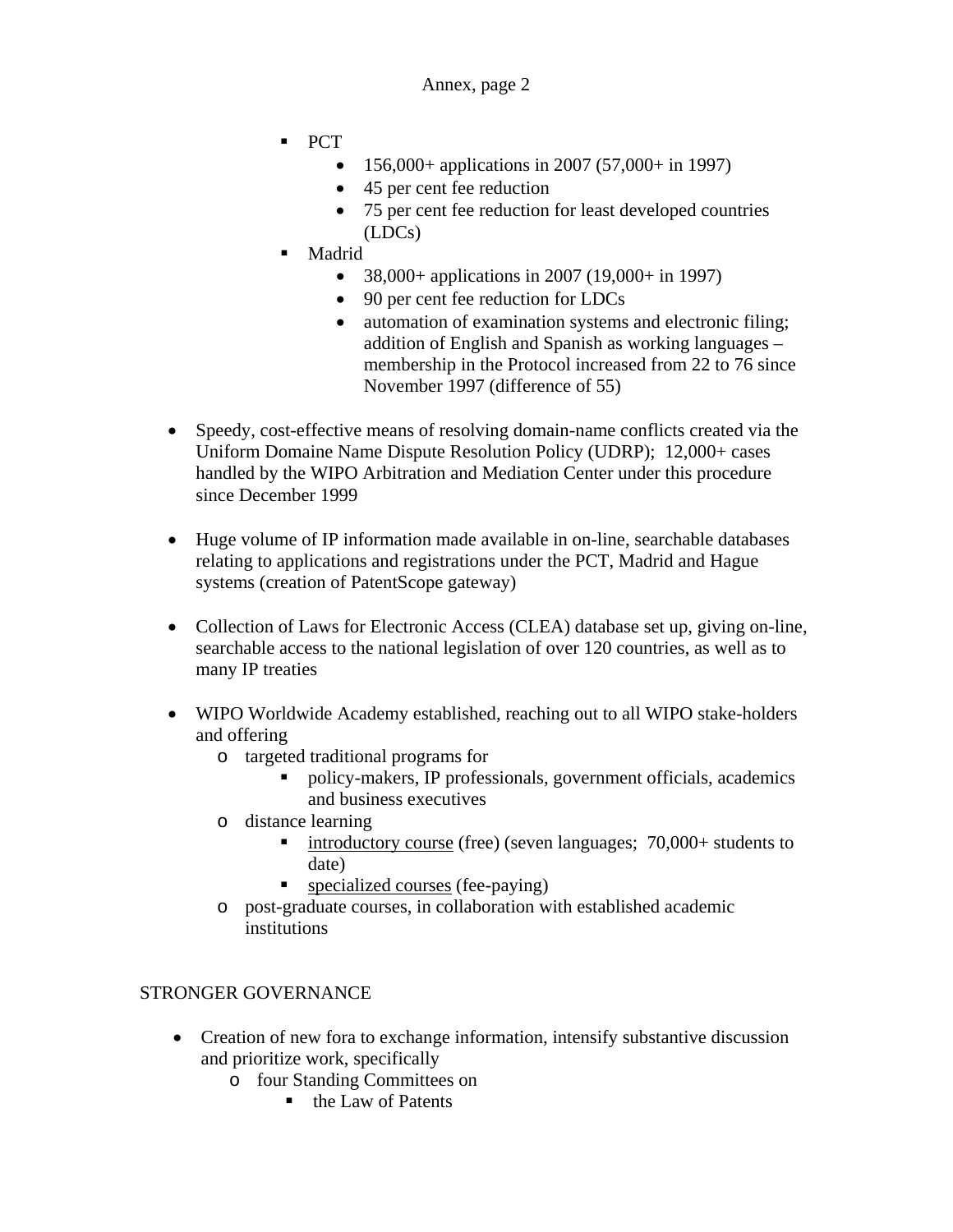- PCT
      - 156,000+ applications in 2007 (57,000+ in 1997)
      - 45 per cent fee reduction
      - 75 per cent fee reduction for least developed countries (LDCs)
    - Madrid
      - 38,000+ applications in 2007 (19,000+ in 1997)
      - 90 per cent fee reduction for LDCs
      - automation of examination systems and electronic filing; addition of English and Spanish as working languages – membership in the Protocol increased from 22 to 76 since November 1997 (difference of 55)

- Speedy, cost-effective means of resolving domain-name conflicts created via the Uniform Domaine Name Dispute Resolution Policy (UDRP); 12,000+ cases handled by the WIPO Arbitration and Mediation Center under this procedure since December 1999

- Huge volume of IP information made available in on-line, searchable databases relating to applications and registrations under the PCT, Madrid and Hague systems (creation of PatentScope gateway)

- Collection of Laws for Electronic Access (CLEA) database set up, giving on-line, searchable access to the national legislation of over 120 countries, as well as to many IP treaties

- WIPO Worldwide Academy established, reaching out to all WIPO stake-holders and offering
  - targeted traditional programs for
    - policy-makers, IP professionals, government officials, academics and business executives
  - distance learning
    - introductory course (free) (seven languages; 70,000+ students to date)
    - specialized courses (fee-paying)
  - post-graduate courses, in collaboration with established academic institutions

STRONGER GOVERNANCE

- Creation of new fora to exchange information, intensify substantive discussion and prioritize work, specifically
  - four Standing Committees on
    - the Law of Patents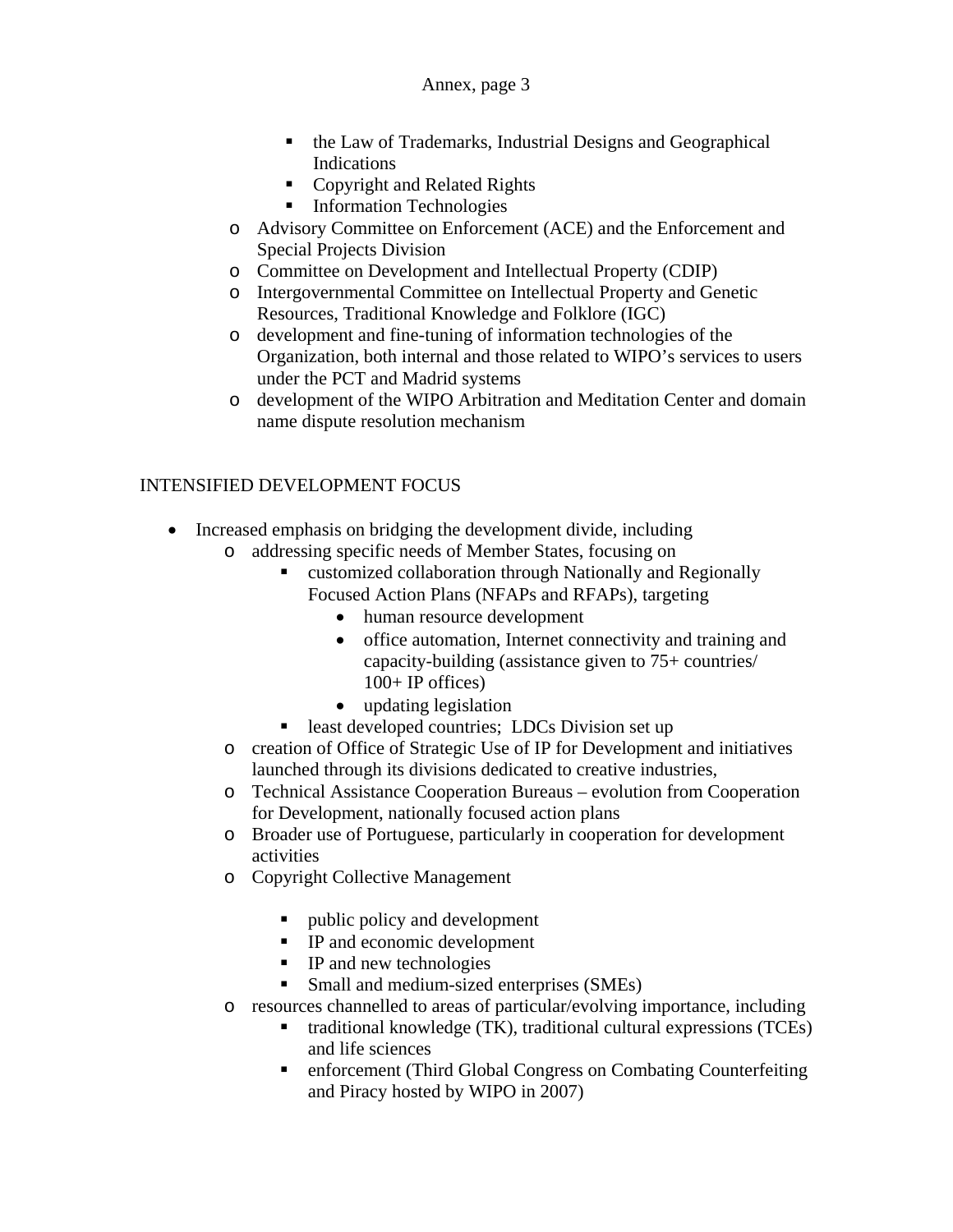- the Law of Trademarks, Industrial Designs and Geographical Indications
        - Copyright and Related Rights
        - Information Technologies
    - Advisory Committee on Enforcement (ACE) and the Enforcement and Special Projects Division
    - Committee on Development and Intellectual Property (CDIP)
    - Intergovernmental Committee on Intellectual Property and Genetic Resources, Traditional Knowledge and Folklore (IGC)
    - development and fine-tuning of information technologies of the Organization, both internal and those related to WIPO's services to users under the PCT and Madrid systems
    - development of the WIPO Arbitration and Meditation Center and domain name dispute resolution mechanism

INTENSIFIED DEVELOPMENT FOCUS

- Increased emphasis on bridging the development divide, including
    - addressing specific needs of Member States, focusing on
        - customized collaboration through Nationally and Regionally Focused Action Plans (NFAPs and RFAPs), targeting
            - human resource development
            - office automation, Internet connectivity and training and capacity-building (assistance given to 75+ countries/ 100+ IP offices)
            - updating legislation
        - least developed countries; LDCs Division set up
    - creation of Office of Strategic Use of IP for Development and initiatives launched through its divisions dedicated to creative industries,
    - Technical Assistance Cooperation Bureaus – evolution from Cooperation for Development, nationally focused action plans
    - Broader use of Portuguese, particularly in cooperation for development activities
    - Copyright Collective Management

        - public policy and development
        - IP and economic development
        - IP and new technologies
        - Small and medium-sized enterprises (SMEs)
    - resources channelled to areas of particular/evolving importance, including
        - traditional knowledge (TK), traditional cultural expressions (TCEs) and life sciences
        - enforcement (Third Global Congress on Combating Counterfeiting and Piracy hosted by WIPO in 2007)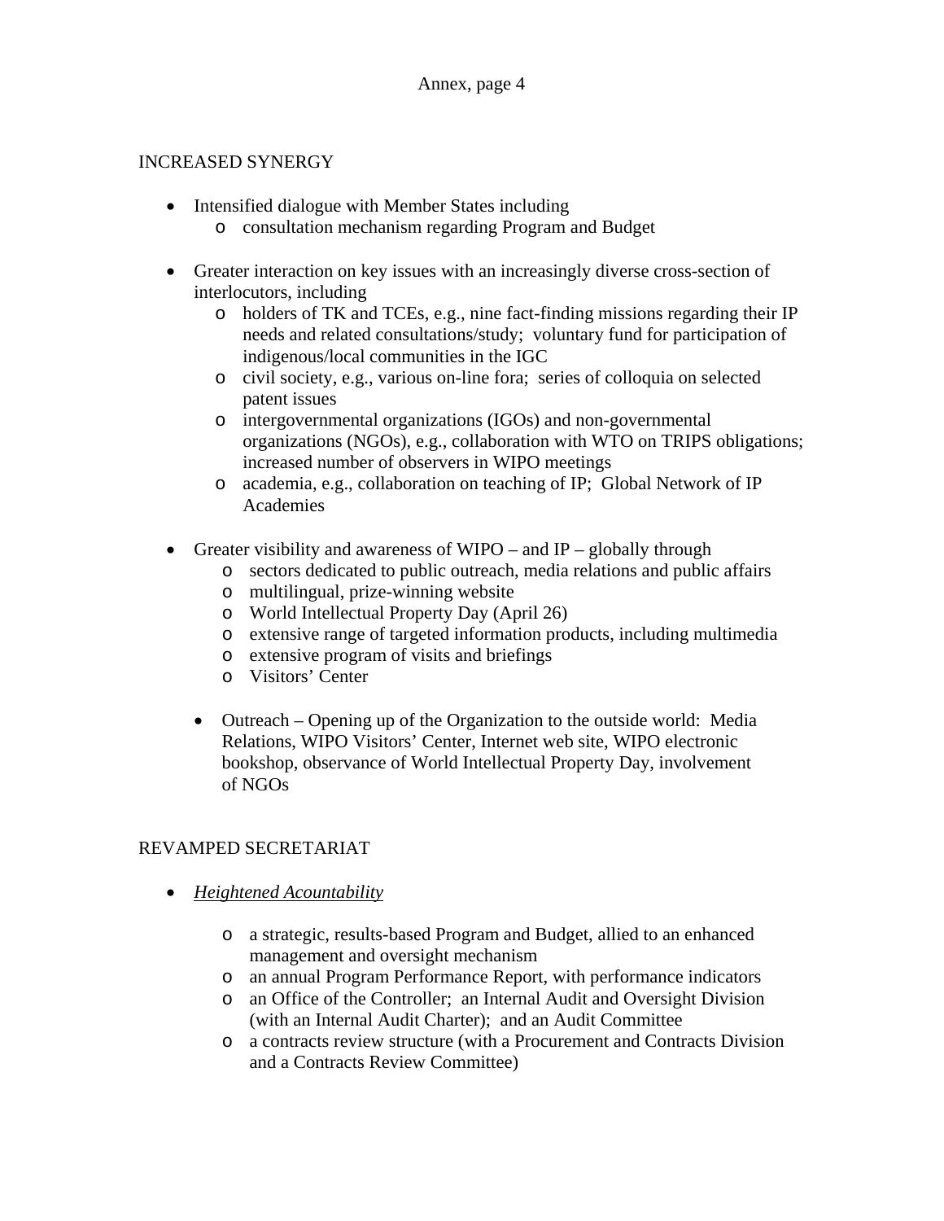INCREASED SYNERGY

- Intensified dialogue with Member States including
  - consultation mechanism regarding Program and Budget

- Greater interaction on key issues with an increasingly diverse cross-section of interlocutors, including
  - holders of TK and TCEs, e.g., nine fact-finding missions regarding their IP needs and related consultations/study; voluntary fund for participation of indigenous/local communities in the IGC
  - civil society, e.g., various on-line fora; series of colloquia on selected patent issues
  - intergovernmental organizations (IGOs) and non-governmental organizations (NGOs), e.g., collaboration with WTO on TRIPS obligations; increased number of observers in WIPO meetings
  - academia, e.g., collaboration on teaching of IP; Global Network of IP Academies

- Greater visibility and awareness of WIPO – and IP – globally through
  - sectors dedicated to public outreach, media relations and public affairs
  - multilingual, prize-winning website
  - World Intellectual Property Day (April 26)
  - extensive range of targeted information products, including multimedia
  - extensive program of visits and briefings
  - Visitors' Center

  - Outreach – Opening up of the Organization to the outside world: Media Relations, WIPO Visitors' Center, Internet web site, WIPO electronic bookshop, observance of World Intellectual Property Day, involvement of NGOs

REVAMPED SECRETARIAT

- *Heightened Acountability*

  - a strategic, results-based Program and Budget, allied to an enhanced management and oversight mechanism
  - an annual Program Performance Report, with performance indicators
  - an Office of the Controller; an Internal Audit and Oversight Division (with an Internal Audit Charter); and an Audit Committee
  - a contracts review structure (with a Procurement and Contracts Division and a Contracts Review Committee)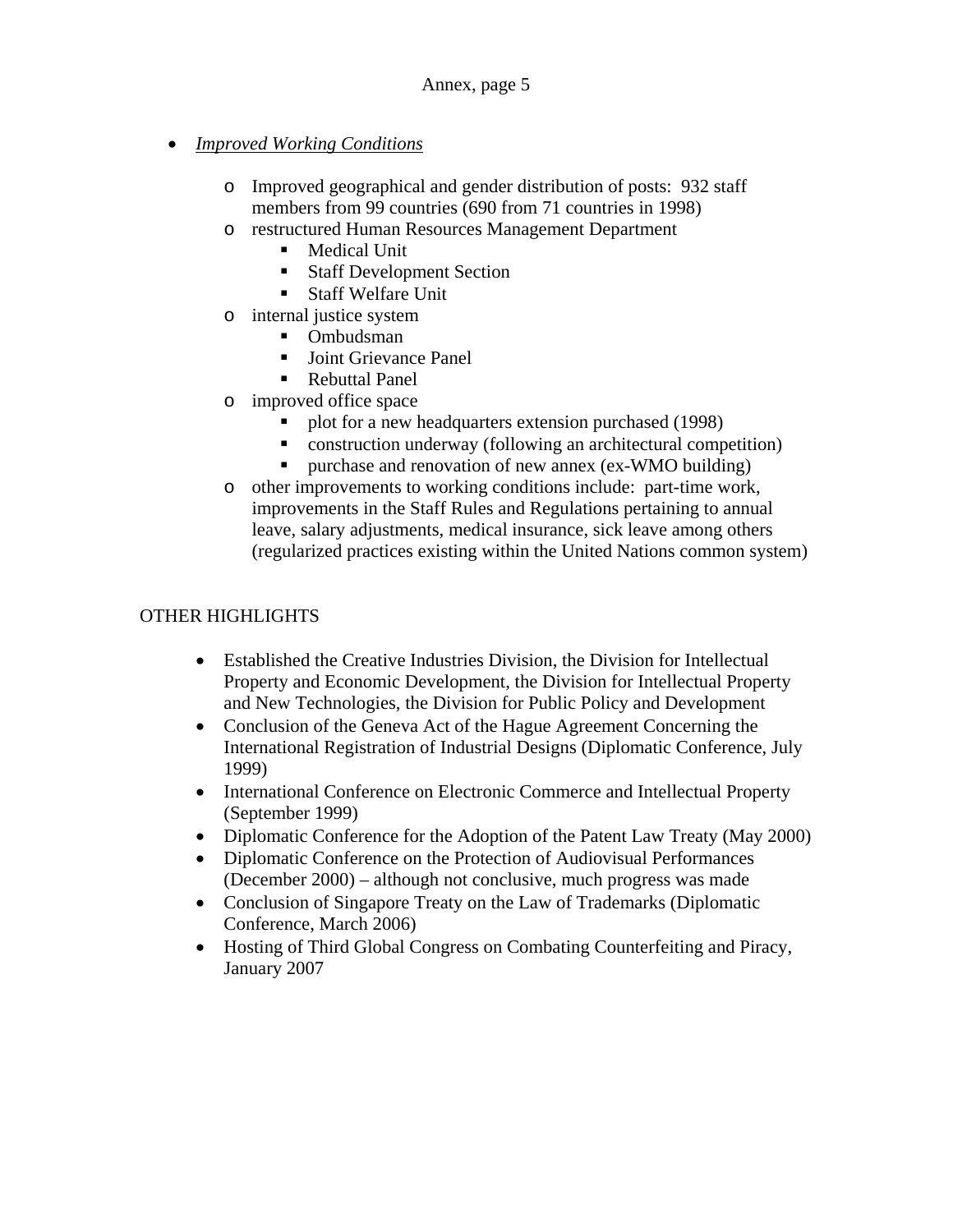- *Improved Working Conditions*

    - Improved geographical and gender distribution of posts: 932 staff members from 99 countries (690 from 71 countries in 1998)
    - restructured Human Resources Management Department
        - Medical Unit
        - Staff Development Section
        - Staff Welfare Unit
    - internal justice system
        - Ombudsman
        - Joint Grievance Panel
        - Rebuttal Panel
    - improved office space
        - plot for a new headquarters extension purchased (1998)
        - construction underway (following an architectural competition)
        - purchase and renovation of new annex (ex-WMO building)
    - other improvements to working conditions include: part-time work, improvements in the Staff Rules and Regulations pertaining to annual leave, salary adjustments, medical insurance, sick leave among others (regularized practices existing within the United Nations common system)

OTHER HIGHLIGHTS

- Established the Creative Industries Division, the Division for Intellectual Property and Economic Development, the Division for Intellectual Property and New Technologies, the Division for Public Policy and Development
- Conclusion of the Geneva Act of the Hague Agreement Concerning the International Registration of Industrial Designs (Diplomatic Conference, July 1999)
- International Conference on Electronic Commerce and Intellectual Property (September 1999)
- Diplomatic Conference for the Adoption of the Patent Law Treaty (May 2000)
- Diplomatic Conference on the Protection of Audiovisual Performances (December 2000) – although not conclusive, much progress was made
- Conclusion of Singapore Treaty on the Law of Trademarks (Diplomatic Conference, March 2006)
- Hosting of Third Global Congress on Combating Counterfeiting and Piracy, January 2007